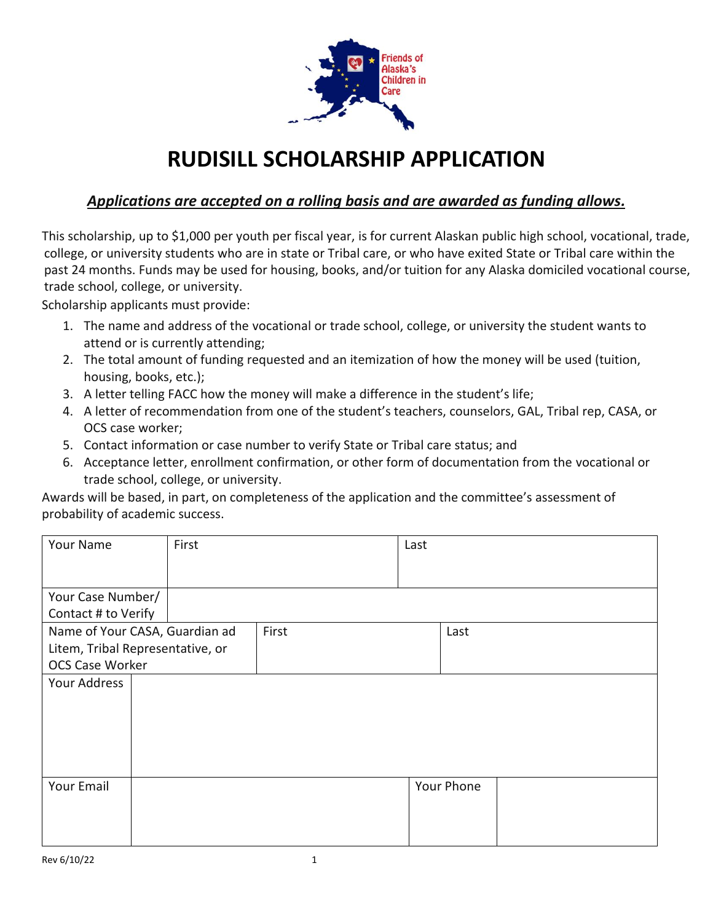Friends of Alaska's Children in Care

# RUDISILL SCHOLARSHIP APPLICATION

***Applications are accepted on a rolling basis and are awarded as funding allows.***

This scholarship, up to $1,000 per youth per fiscal year, is for current Alaskan public high school, vocational, trade, college, or university students who are in state or Tribal care, or who have exited State or Tribal care within the past 24 months. Funds may be used for housing, books, and/or tuition for any Alaska domiciled vocational course, trade school, college, or university.

Scholarship applicants must provide:

1. The name and address of the vocational or trade school, college, or university the student wants to attend or is currently attending;
2. The total amount of funding requested and an itemization of how the money will be used (tuition, housing, books, etc.);
3. A letter telling FACC how the money will make a difference in the student's life;
4. A letter of recommendation from one of the student's teachers, counselors, GAL, Tribal rep, CASA, or OCS case worker;
5. Contact information or case number to verify State or Tribal care status; and
6. Acceptance letter, enrollment confirmation, or other form of documentation from the vocational or trade school, college, or university.

Awards will be based, in part, on completeness of the application and the committee's assessment of probability of academic success.

| Your Name | First | Last |
|---|---|---|
| Your Case Number/ Contact # to Verify | | |
| Name of Your CASA, Guardian ad Litem, Tribal Representative, or OCS Case Worker | First | Last |
| Your Address | | |
| Your Email | | Your Phone |

Rev 6/10/22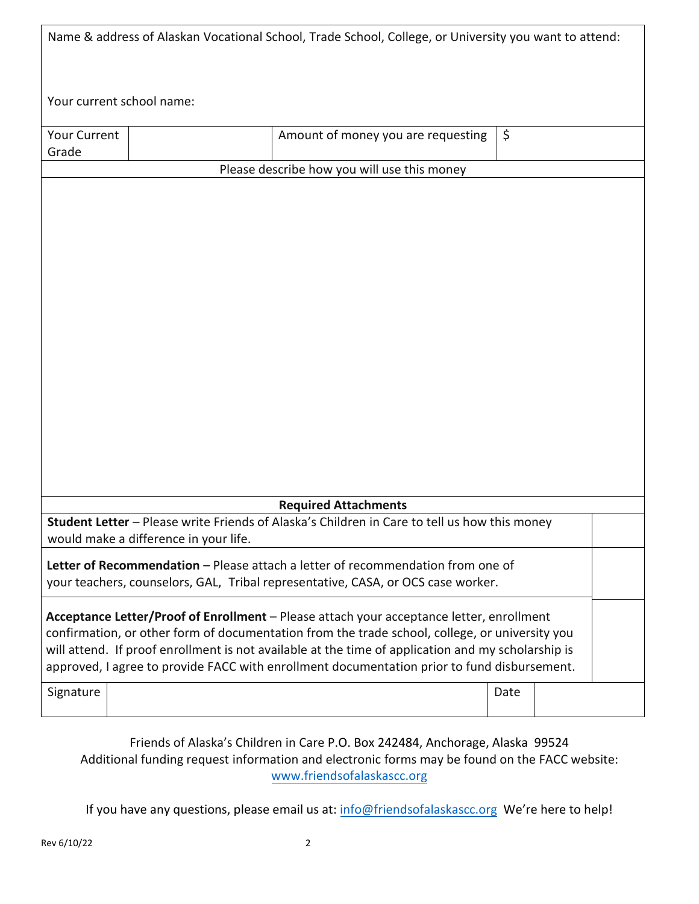Name & address of Alaskan Vocational School, Trade School, College, or University you want to attend:

Your current school name:

| Your Current Grade | | Amount of money you are requesting | $ |
|---|---|---|---|

Please describe how you will use this money

**Required Attachments**

| | |
|---|---|
| **Student Letter** – Please write Friends of Alaska's Children in Care to tell us how this money would make a difference in your life. | |
| **Letter of Recommendation** – Please attach a letter of recommendation from one of your teachers, counselors, GAL, Tribal representative, CASA, or OCS case worker. | |
| **Acceptance Letter/Proof of Enrollment** – Please attach your acceptance letter, enrollment confirmation, or other form of documentation from the trade school, college, or university you will attend. If proof enrollment is not available at the time of application and my scholarship is approved, I agree to provide FACC with enrollment documentation prior to fund disbursement. | |

| Signature | | Date | |
|---|---|---|---|

Friends of Alaska's Children in Care P.O. Box 242484, Anchorage, Alaska 99524
Additional funding request information and electronic forms may be found on the FACC website:
[www.friendsofalaskacc.org](http://www.friendsofalaskacc.org)

If you have any questions, please email us at: info@friendsofalaskacc.org We're here to help!

Rev 6/10/22